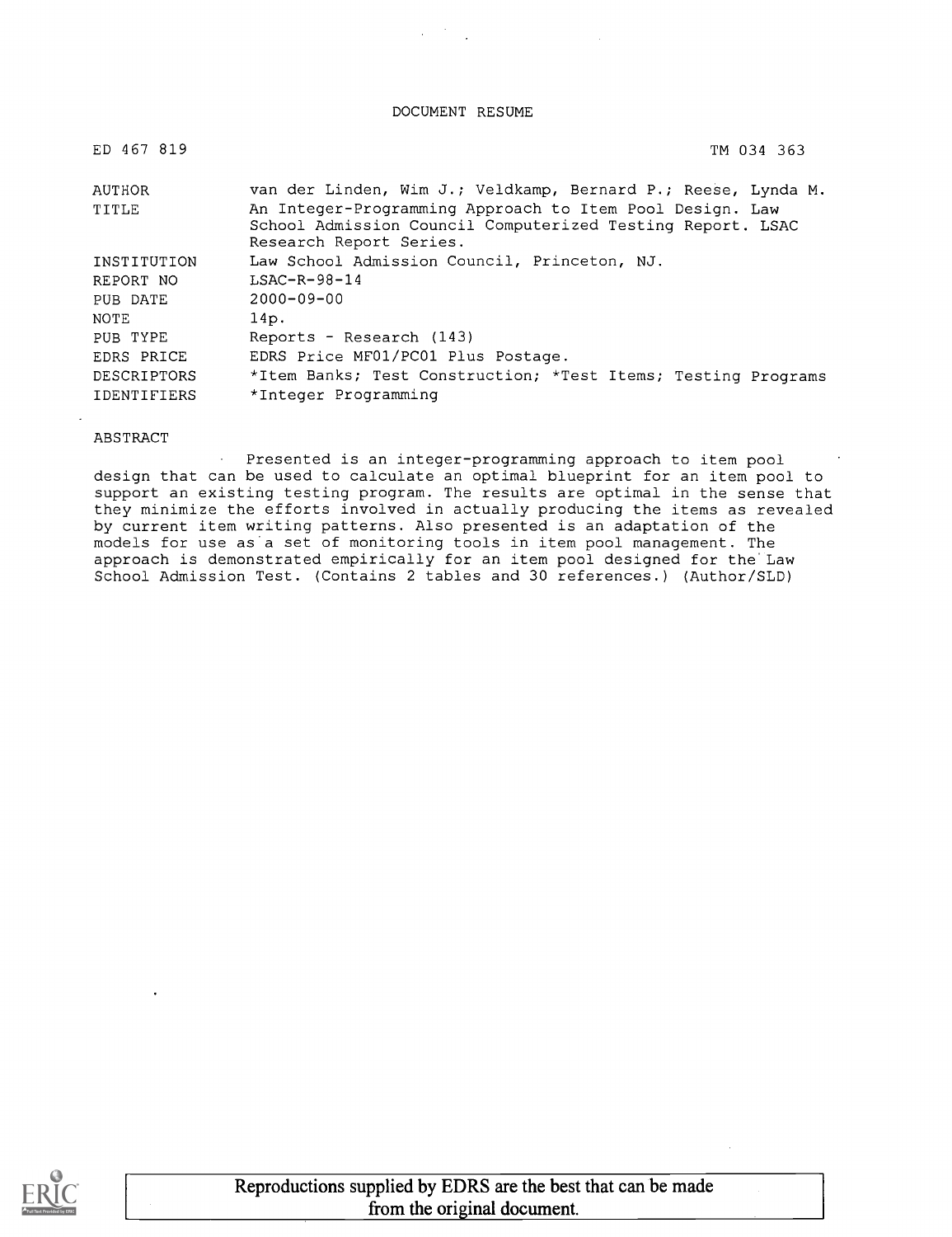DOCUMENT RESUME

| | |
|---|---|
| ED 467 819 | TM 034 363 |
| AUTHOR | van der Linden, Wim J.; Veldkamp, Bernard P.; Reese, Lynda M. |
| TITLE | An Integer-Programming Approach to Item Pool Design. Law School Admission Council Computerized Testing Report. LSAC Research Report Series. |
| INSTITUTION | Law School Admission Council, Princeton, NJ. |
| REPORT NO | LSAC-R-98-14 |
| PUB DATE | 2000-09-00 |
| NOTE | 14p. |
| PUB TYPE | Reports - Research (143) |
| EDRS PRICE | EDRS Price MF01/PC01 Plus Postage. |
| DESCRIPTORS | *Item Banks; Test Construction; *Test Items; Testing Programs |
| IDENTIFIERS | *Integer Programming |

ABSTRACT

Presented is an integer-programming approach to item pool design that can be used to calculate an optimal blueprint for an item pool to support an existing testing program. The results are optimal in the sense that they minimize the efforts involved in actually producing the items as revealed by current item writing patterns. Also presented is an adaptation of the models for use as a set of monitoring tools in item pool management. The approach is demonstrated empirically for an item pool designed for the Law School Admission Test. (Contains 2 tables and 30 references.) (Author/SLD)

Reproductions supplied by EDRS are the best that can be made from the original document.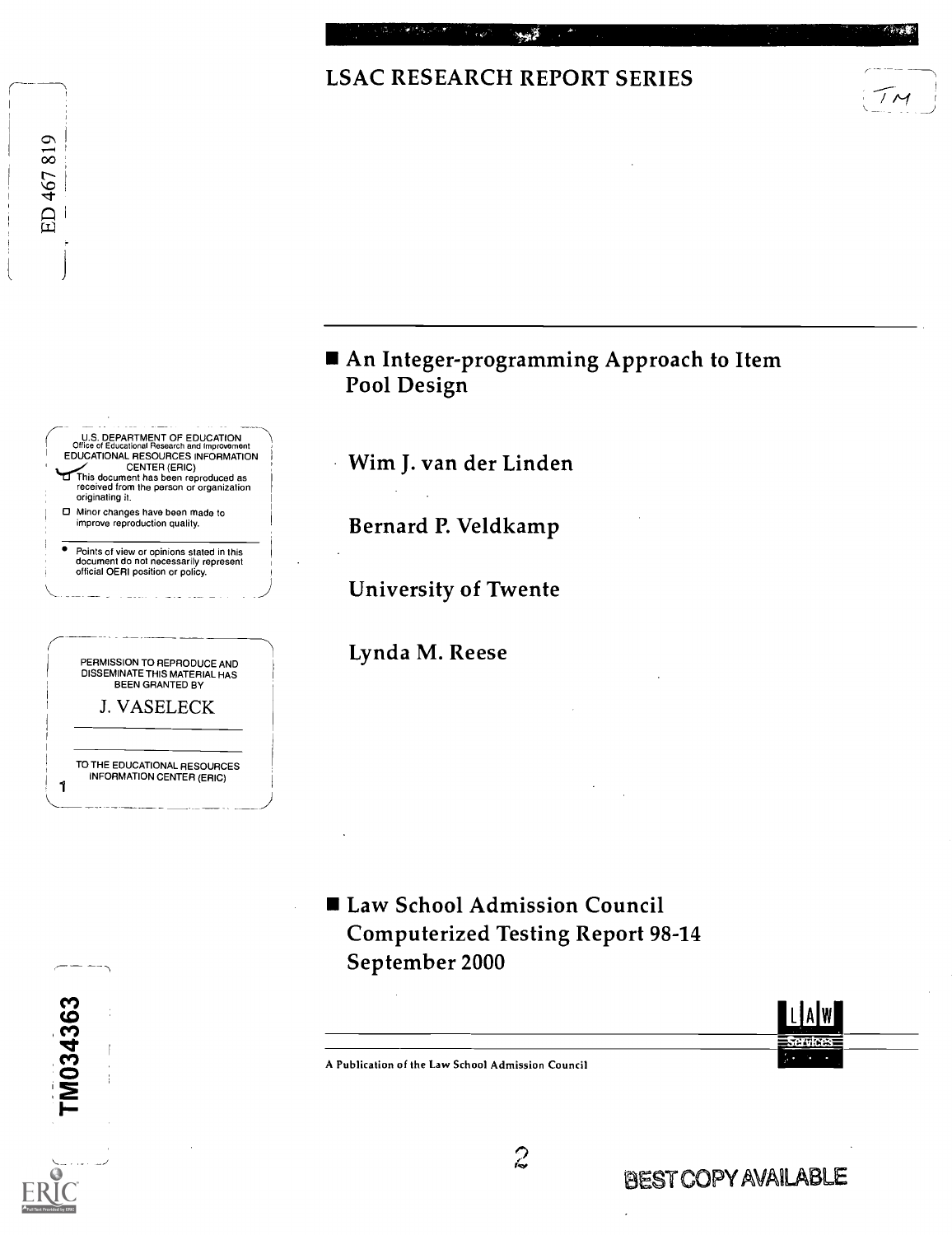## LSAC RESEARCH REPORT SERIES

ED 467 819

- An Integer-programming Approach to Item Pool Design

Wim J. van der Linden

Bernard P. Veldkamp

University of Twente

Lynda M. Reese

U.S. DEPARTMENT OF EDUCATION
Office of Educational Research and Improvement
EDUCATIONAL RESOURCES INFORMATION CENTER (ERIC)

- This document has been reproduced as received from the person or organization originating it.
- Minor changes have been made to improve reproduction quality.
- Points of view or opinions stated in this document do not necessarily represent official OERI position or policy.

PERMISSION TO REPRODUCE AND DISSEMINATE THIS MATERIAL HAS BEEN GRANTED BY

J. VASELECK

TO THE EDUCATIONAL RESOURCES INFORMATION CENTER (ERIC)

- Law School Admission Council Computerized Testing Report 98-14 September 2000

A Publication of the Law School Admission Council

TM034363

BEST COPY AVAILABLE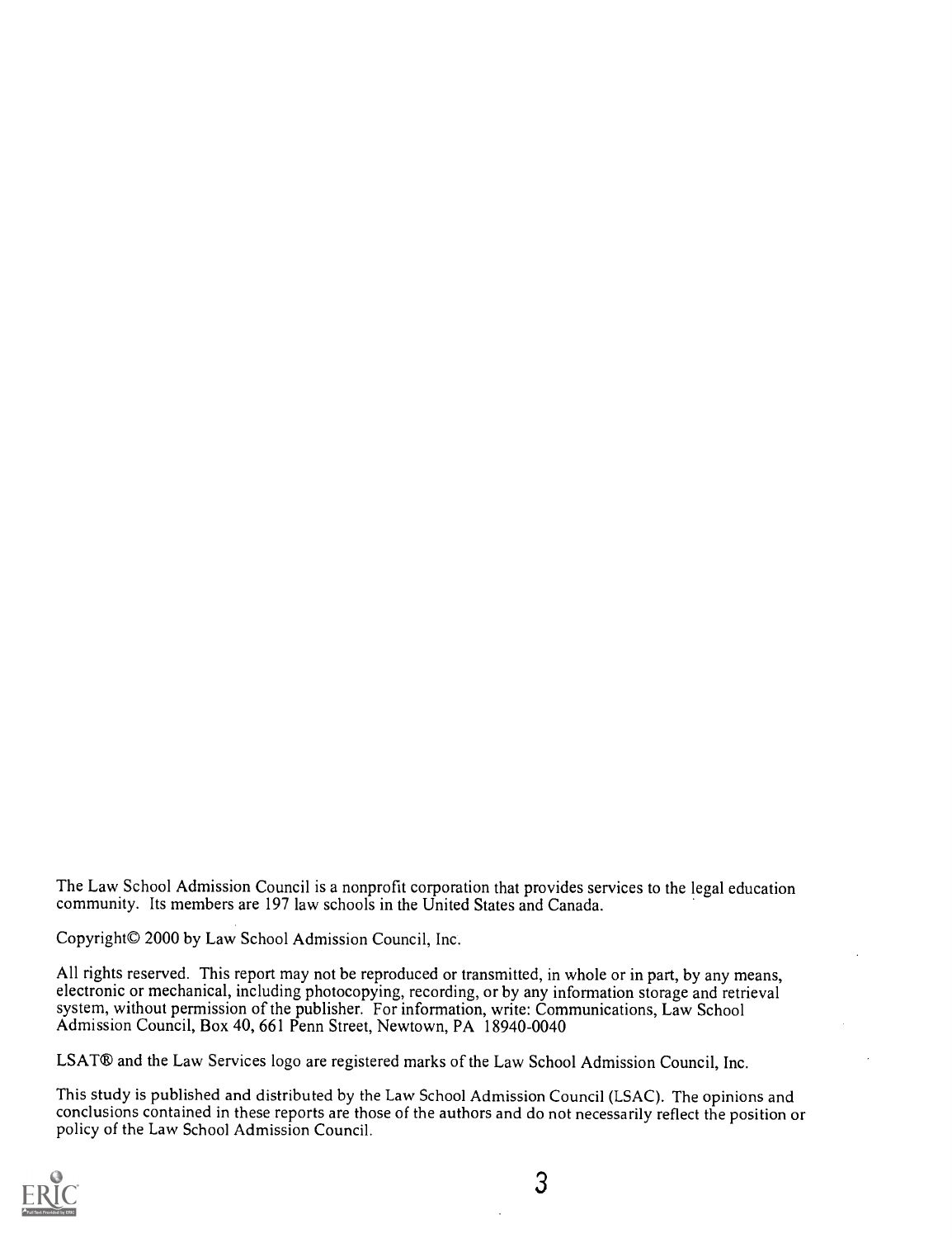The Law School Admission Council is a nonprofit corporation that provides services to the legal education community. Its members are 197 law schools in the United States and Canada.

Copyright© 2000 by Law School Admission Council, Inc.

All rights reserved. This report may not be reproduced or transmitted, in whole or in part, by any means, electronic or mechanical, including photocopying, recording, or by any information storage and retrieval system, without permission of the publisher. For information, write: Communications, Law School Admission Council, Box 40, 661 Penn Street, Newtown, PA 18940-0040

LSAT® and the Law Services logo are registered marks of the Law School Admission Council, Inc.

This study is published and distributed by the Law School Admission Council (LSAC). The opinions and conclusions contained in these reports are those of the authors and do not necessarily reflect the position or policy of the Law School Admission Council.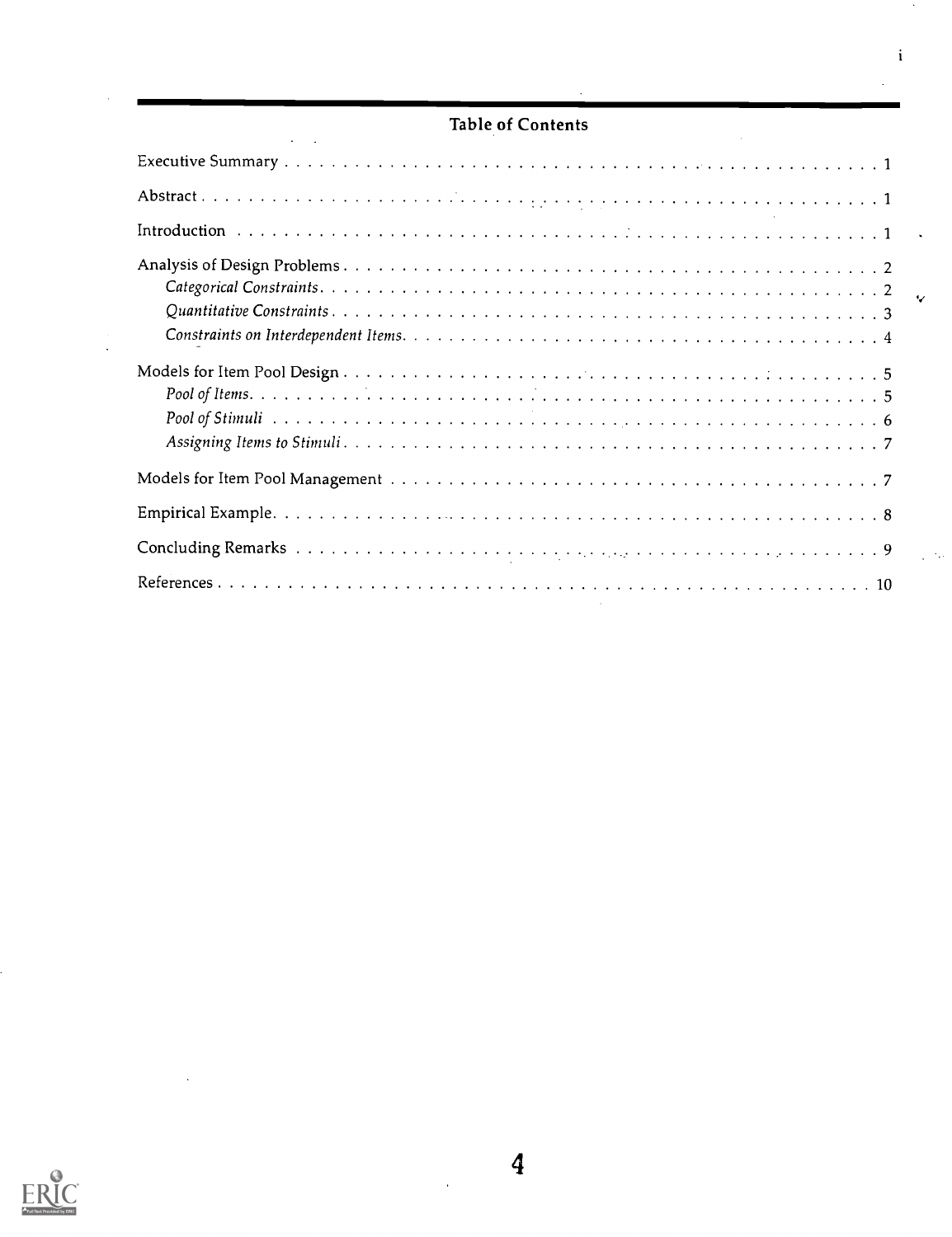## Table of Contents

Executive Summary . . . . . . . . . . . . . . . . . . . . . . . . . . . . . . . . . . . . . . . . . . . . . . . . . 1

Abstract . . . . . . . . . . . . . . . . . . . . . . . . . . . . . . . . . . . . . . . . . . . . . . . . . . . . . . . 1

Introduction . . . . . . . . . . . . . . . . . . . . . . . . . . . . . . . . . . . . . . . . . . . . . . . . . . . . 1

Analysis of Design Problems . . . . . . . . . . . . . . . . . . . . . . . . . . . . . . . . . . . . . . . . . . 2
- *Categorical Constraints* . . . . . . . . . . . . . . . . . . . . . . . . . . . . . . . . . . . . . . . . . 2
- *Quantitative Constraints* . . . . . . . . . . . . . . . . . . . . . . . . . . . . . . . . . . . . . . . . 3
- *Constraints on Interdependent Items* . . . . . . . . . . . . . . . . . . . . . . . . . . . . . . . . 4

Models for Item Pool Design . . . . . . . . . . . . . . . . . . . . . . . . . . . . . . . . . . . . . . . . . 5
- *Pool of Items* . . . . . . . . . . . . . . . . . . . . . . . . . . . . . . . . . . . . . . . . . . . . . . . 5
- *Pool of Stimuli* . . . . . . . . . . . . . . . . . . . . . . . . . . . . . . . . . . . . . . . . . . . . . . 6
- *Assigning Items to Stimuli* . . . . . . . . . . . . . . . . . . . . . . . . . . . . . . . . . . . . . . . 7

Models for Item Pool Management . . . . . . . . . . . . . . . . . . . . . . . . . . . . . . . . . . . . . 7

Empirical Example . . . . . . . . . . . . . . . . . . . . . . . . . . . . . . . . . . . . . . . . . . . . . . . 8

Concluding Remarks . . . . . . . . . . . . . . . . . . . . . . . . . . . . . . . . . . . . . . . . . . . . . . 9

References . . . . . . . . . . . . . . . . . . . . . . . . . . . . . . . . . . . . . . . . . . . . . . . . . . . . 10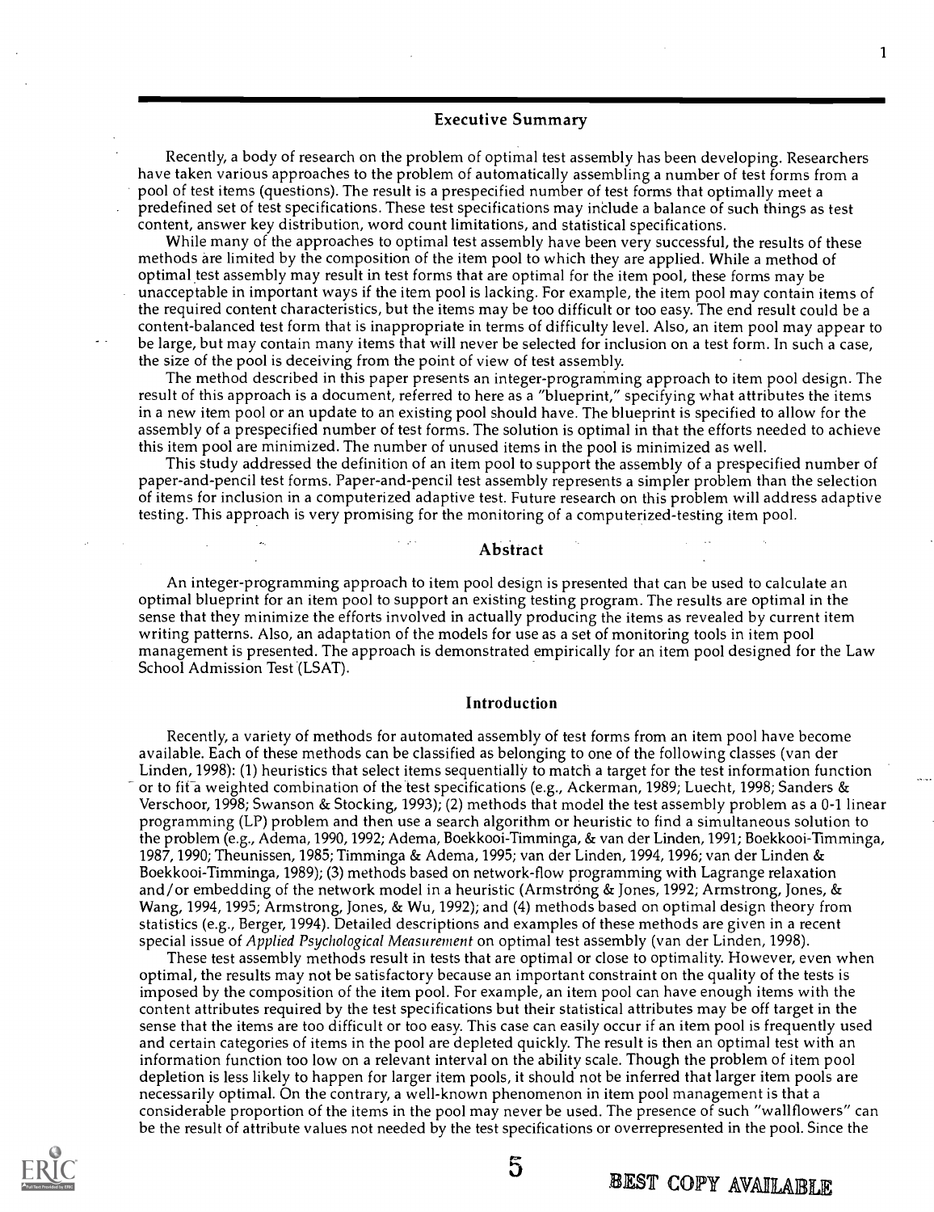## Executive Summary

Recently, a body of research on the problem of optimal test assembly has been developing. Researchers have taken various approaches to the problem of automatically assembling a number of test forms from a pool of test items (questions). The result is a prespecified number of test forms that optimally meet a predefined set of test specifications. These test specifications may include a balance of such things as test content, answer key distribution, word count limitations, and statistical specifications.

While many of the approaches to optimal test assembly have been very successful, the results of these methods are limited by the composition of the item pool to which they are applied. While a method of optimal test assembly may result in test forms that are optimal for the item pool, these forms may be unacceptable in important ways if the item pool is lacking. For example, the item pool may contain items of the required content characteristics, but the items may be too difficult or too easy. The end result could be a content-balanced test form that is inappropriate in terms of difficulty level. Also, an item pool may appear to be large, but may contain many items that will never be selected for inclusion on a test form. In such a case, the size of the pool is deceiving from the point of view of test assembly.

The method described in this paper presents an integer-programming approach to item pool design. The result of this approach is a document, referred to here as a "blueprint," specifying what attributes the items in a new item pool or an update to an existing pool should have. The blueprint is specified to allow for the assembly of a prespecified number of test forms. The solution is optimal in that the efforts needed to achieve this item pool are minimized. The number of unused items in the pool is minimized as well.

This study addressed the definition of an item pool to support the assembly of a prespecified number of paper-and-pencil test forms. Paper-and-pencil test assembly represents a simpler problem than the selection of items for inclusion in a computerized adaptive test. Future research on this problem will address adaptive testing. This approach is very promising for the monitoring of a computerized-testing item pool.

## Abstract

An integer-programming approach to item pool design is presented that can be used to calculate an optimal blueprint for an item pool to support an existing testing program. The results are optimal in the sense that they minimize the efforts involved in actually producing the items as revealed by current item writing patterns. Also, an adaptation of the models for use as a set of monitoring tools in item pool management is presented. The approach is demonstrated empirically for an item pool designed for the Law School Admission Test (LSAT).

## Introduction

Recently, a variety of methods for automated assembly of test forms from an item pool have become available. Each of these methods can be classified as belonging to one of the following classes (van der Linden, 1998): (1) heuristics that select items sequentially to match a target for the test information function or to fit a weighted combination of the test specifications (e.g., Ackerman, 1989; Luecht, 1998; Sanders & Verschoor, 1998; Swanson & Stocking, 1993); (2) methods that model the test assembly problem as a 0-1 linear programming (LP) problem and then use a search algorithm or heuristic to find a simultaneous solution to the problem (e.g., Adema, 1990, 1992; Adema, Boekkooi-Timminga, & van der Linden, 1991; Boekkooi-Timminga, 1987, 1990; Theunissen, 1985; Timminga & Adema, 1995; van der Linden, 1994, 1996; van der Linden & Boekkooi-Timminga, 1989); (3) methods based on network-flow programming with Lagrange relaxation and/or embedding of the network model in a heuristic (Armstrong & Jones, 1992; Armstrong, Jones, & Wang, 1994, 1995; Armstrong, Jones, & Wu, 1992); and (4) methods based on optimal design theory from statistics (e.g., Berger, 1994). Detailed descriptions and examples of these methods are given in a recent special issue of *Applied Psychological Measurement* on optimal test assembly (van der Linden, 1998).

These test assembly methods result in tests that are optimal or close to optimality. However, even when optimal, the results may not be satisfactory because an important constraint on the quality of the tests is imposed by the composition of the item pool. For example, an item pool can have enough items with the content attributes required by the test specifications but their statistical attributes may be off target in the sense that the items are too difficult or too easy. This case can easily occur if an item pool is frequently used and certain categories of items in the pool are depleted quickly. The result is then an optimal test with an information function too low on a relevant interval on the ability scale. Though the problem of item pool depletion is less likely to happen for larger item pools, it should not be inferred that larger item pools are necessarily optimal. On the contrary, a well-known phenomenon in item pool management is that a considerable proportion of the items in the pool may never be used. The presence of such "wallflowers" can be the result of attribute values not needed by the test specifications or overrepresented in the pool. Since the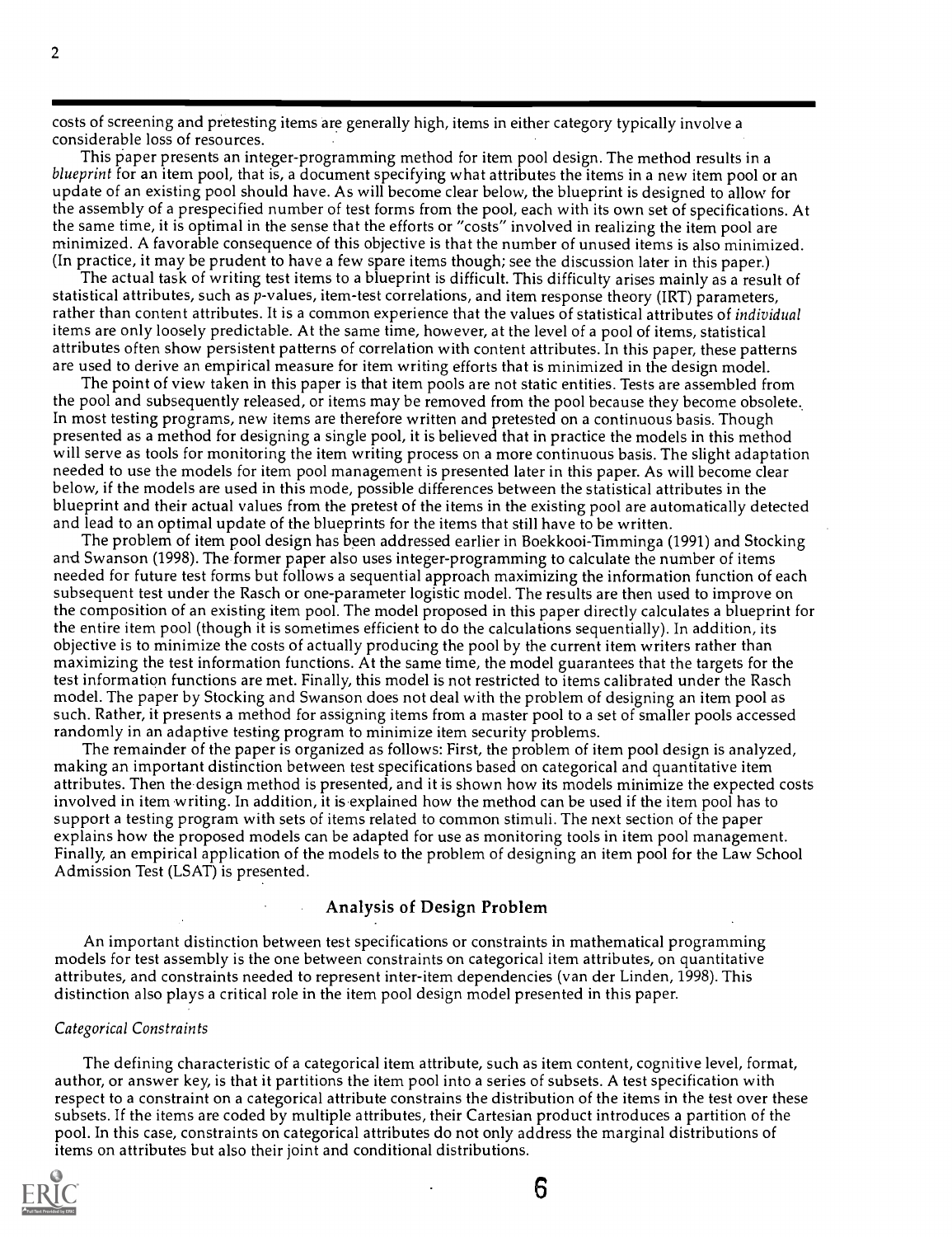costs of screening and pretesting items are generally high, items in either category typically involve a considerable loss of resources.

This paper presents an integer-programming method for item pool design. The method results in a *blueprint* for an item pool, that is, a document specifying what attributes the items in a new item pool or an update of an existing pool should have. As will become clear below, the blueprint is designed to allow for the assembly of a prespecified number of test forms from the pool, each with its own set of specifications. At the same time, it is optimal in the sense that the efforts or "costs" involved in realizing the item pool are minimized. A favorable consequence of this objective is that the number of unused items is also minimized. (In practice, it may be prudent to have a few spare items though; see the discussion later in this paper.)

The actual task of writing test items to a blueprint is difficult. This difficulty arises mainly as a result of statistical attributes, such as $p$-values, item-test correlations, and item response theory (IRT) parameters, rather than content attributes. It is a common experience that the values of statistical attributes of *individual* items are only loosely predictable. At the same time, however, at the level of a pool of items, statistical attributes often show persistent patterns of correlation with content attributes. In this paper, these patterns are used to derive an empirical measure for item writing efforts that is minimized in the design model.

The point of view taken in this paper is that item pools are not static entities. Tests are assembled from the pool and subsequently released, or items may be removed from the pool because they become obsolete. In most testing programs, new items are therefore written and pretested on a continuous basis. Though presented as a method for designing a single pool, it is believed that in practice the models in this method will serve as tools for monitoring the item writing process on a more continuous basis. The slight adaptation needed to use the models for item pool management is presented later in this paper. As will become clear below, if the models are used in this mode, possible differences between the statistical attributes in the blueprint and their actual values from the pretest of the items in the existing pool are automatically detected and lead to an optimal update of the blueprints for the items that still have to be written.

The problem of item pool design has been addressed earlier in Boekkooi-Timminga (1991) and Stocking and Swanson (1998). The former paper also uses integer-programming to calculate the number of items needed for future test forms but follows a sequential approach maximizing the information function of each subsequent test under the Rasch or one-parameter logistic model. The results are then used to improve on the composition of an existing item pool. The model proposed in this paper directly calculates a blueprint for the entire item pool (though it is sometimes efficient to do the calculations sequentially). In addition, its objective is to minimize the costs of actually producing the pool by the current item writers rather than maximizing the test information functions. At the same time, the model guarantees that the targets for the test information functions are met. Finally, this model is not restricted to items calibrated under the Rasch model. The paper by Stocking and Swanson does not deal with the problem of designing an item pool as such. Rather, it presents a method for assigning items from a master pool to a set of smaller pools accessed randomly in an adaptive testing program to minimize item security problems.

The remainder of the paper is organized as follows: First, the problem of item pool design is analyzed, making an important distinction between test specifications based on categorical and quantitative item attributes. Then the design method is presented, and it is shown how its models minimize the expected costs involved in item writing. In addition, it is explained how the method can be used if the item pool has to support a testing program with sets of items related to common stimuli. The next section of the paper explains how the proposed models can be adapted for use as monitoring tools in item pool management. Finally, an empirical application of the models to the problem of designing an item pool for the Law School Admission Test (LSAT) is presented.

## Analysis of Design Problem

An important distinction between test specifications or constraints in mathematical programming models for test assembly is the one between constraints on categorical item attributes, on quantitative attributes, and constraints needed to represent inter-item dependencies (van der Linden, 1998). This distinction also plays a critical role in the item pool design model presented in this paper.

### *Categorical Constraints*

The defining characteristic of a categorical item attribute, such as item content, cognitive level, format, author, or answer key, is that it partitions the item pool into a series of subsets. A test specification with respect to a constraint on a categorical attribute constrains the distribution of the items in the test over these subsets. If the items are coded by multiple attributes, their Cartesian product introduces a partition of the pool. In this case, constraints on categorical attributes do not only address the marginal distributions of items on attributes but also their joint and conditional distributions.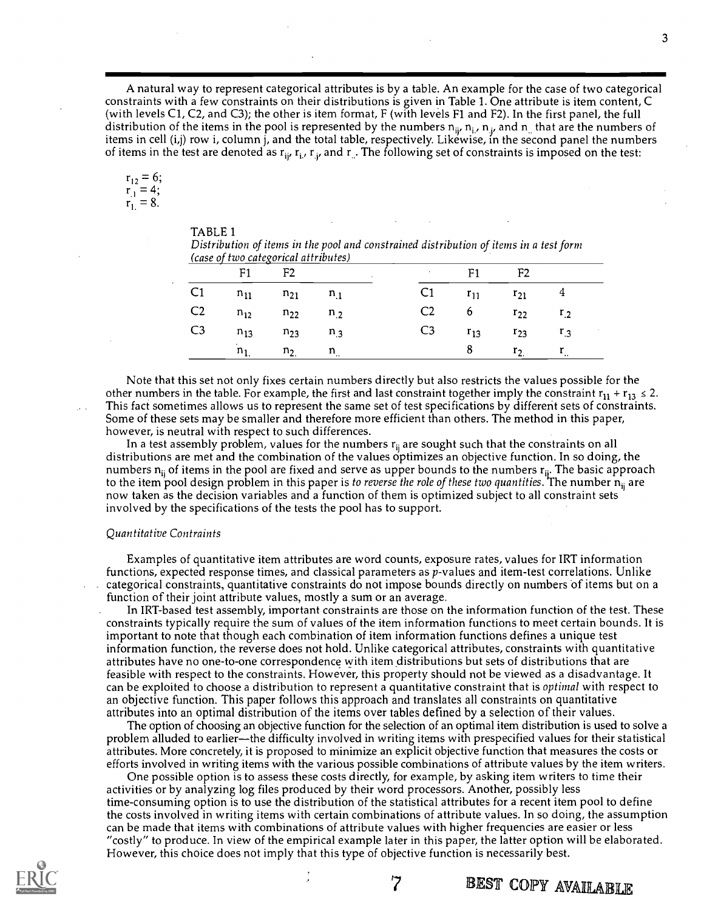A natural way to represent categorical attributes is by a table. An example for the case of two categorical constraints with a few constraints on their distributions is given in Table 1. One attribute is item content, C (with levels C1, C2, and C3); the other is item format, F (with levels F1 and F2). In the first panel, the full distribution of the items in the pool is represented by the numbers $n_{ij}$, $n_{i.}$, $n_{.j}$, and $n_{..}$ that are the numbers of items in cell (i,j) row i, column j, and the total table, respectively. Likewise, in the second panel the numbers of items in the test are denoted as $r_{ij}$, $r_{i.}$, $r_{.j}$, and $r_{..}$. The following set of constraints is imposed on the test:

$r_{12} = 6$;
$r_{.1} = 4$;
$r_{1.} = 8$.

TABLE 1
*Distribution of items in the pool and constrained distribution of items in a test form (case of two categorical attributes)*

| | F1 | F2 | | | F1 | F2 | |
|---|---|---|---|---|---|---|---|
| C1 | $n_{11}$ | $n_{21}$ | $n_{.1}$ | C1 | $r_{11}$ | $r_{21}$ | 4 |
| C2 | $n_{12}$ | $n_{22}$ | $n_{.2}$ | C2 | 6 | $r_{22}$ | $r_{.2}$ |
| C3 | $n_{13}$ | $n_{23}$ | $n_{.3}$ | C3 | $r_{13}$ | $r_{23}$ | $r_{.3}$ |
| | $n_{1.}$ | $n_{2.}$ | $n_{..}$ | | 8 | $r_{2.}$ | $r_{..}$ |

Note that this set not only fixes certain numbers directly but also restricts the values possible for the other numbers in the table. For example, the first and last constraint together imply the constraint $r_{11} + r_{13} \leq 2$. This fact sometimes allows us to represent the same set of test specifications by different sets of constraints. Some of these sets may be smaller and therefore more efficient than others. The method in this paper, however, is neutral with respect to such differences.

In a test assembly problem, values for the numbers $r_{ij}$ are sought such that the constraints on all distributions are met and the combination of the values optimizes an objective function. In so doing, the numbers $n_{ij}$ of items in the pool are fixed and serve as upper bounds to the numbers $r_{ij}$. The basic approach to the item pool design problem in this paper is *to reverse the role of these two quantities.* The number $n_{ij}$ are now taken as the decision variables and a function of them is optimized subject to all constraint sets involved by the specifications of the tests the pool has to support.

*Quantitative Contraints*

Examples of quantitative item attributes are word counts, exposure rates, values for IRT information functions, expected response times, and classical parameters as *p*-values and item-test correlations. Unlike categorical constraints, quantitative constraints do not impose bounds directly on numbers of items but on a function of their joint attribute values, mostly a sum or an average.

In IRT-based test assembly, important constraints are those on the information function of the test. These constraints typically require the sum of values of the item information functions to meet certain bounds. It is important to note that though each combination of item information functions defines a unique test information function, the reverse does not hold. Unlike categorical attributes, constraints with quantitative attributes have no one-to-one correspondence with item distributions but sets of distributions that are feasible with respect to the constraints. However, this property should not be viewed as a disadvantage. It can be exploited to choose a distribution to represent a quantitative constraint that is *optimal* with respect to an objective function. This paper follows this approach and translates all constraints on quantitative attributes into an optimal distribution of the items over tables defined by a selection of their values.

The option of choosing an objective function for the selection of an optimal item distribution is used to solve a problem alluded to earlier—the difficulty involved in writing items with prespecified values for their statistical attributes. More concretely, it is proposed to minimize an explicit objective function that measures the costs or efforts involved in writing items with the various possible combinations of attribute values by the item writers.

One possible option is to assess these costs directly, for example, by asking item writers to time their activities or by analyzing log files produced by their word processors. Another, possibly less time-consuming option is to use the distribution of the statistical attributes for a recent item pool to define the costs involved in writing items with certain combinations of attribute values. In so doing, the assumption can be made that items with combinations of attribute values with higher frequencies are easier or less "costly" to produce. In view of the empirical example later in this paper, the latter option will be elaborated. However, this choice does not imply that this type of objective function is necessarily best.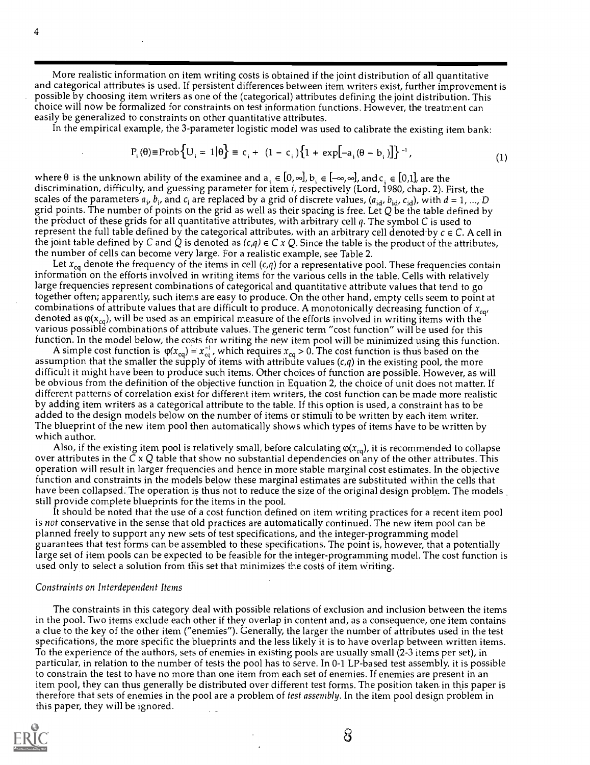More realistic information on item writing costs is obtained if the joint distribution of all quantitative and categorical attributes is used. If persistent differences between item writers exist, further improvement is possible by choosing item writers as one of the (categorical) attributes defining the joint distribution. This choice will now be formalized for constraints on test information functions. However, the treatment can easily be generalized to constraints on other quantitative attributes.

In the empirical example, the 3-parameter logistic model was used to calibrate the existing item bank:

$$P_i(\theta) \equiv \text{Prob}\{U_i = 1|\theta\} \equiv c_i + (1 - c_i)\{1 + \exp[-a_i(\theta - b_i)]\}^{-1}, \tag{1}$$

where $\theta$ is the unknown ability of the examinee and $a_i \in [0,\infty]$, $b_i \in [-\infty,\infty]$, and $c_i \in [0,1]$, are the discrimination, difficulty, and guessing parameter for item $i$, respectively (Lord, 1980, chap. 2). First, the scales of the parameters $a_i$, $b_i$, and $c_i$ are replaced by a grid of discrete values, $(a_{id}, b_{id}, c_{id})$, with $d = 1, ..., D$ grid points. The number of points on the grid as well as their spacing is free. Let $Q$ be the table defined by the product of these grids for all quantitative attributes, with arbitrary cell $q$. The symbol $C$ is used to represent the full table defined by the categorical attributes, with an arbitrary cell denoted by $c \in C$. A cell in the joint table defined by $C$ and $Q$ is denoted as $(c,q) \in C \times Q$. Since the table is the product of the attributes, the number of cells can become very large. For a realistic example, see Table 2.

Let $x_{cq}$ denote the frequency of the items in cell $(c,q)$ for a representative pool. These frequencies contain information on the efforts involved in writing items for the various cells in the table. Cells with relatively large frequencies represent combinations of categorical and quantitative attribute values that tend to go together often; apparently, such items are easy to produce. On the other hand, empty cells seem to point at combinations of attribute values that are difficult to produce. A monotonically decreasing function of $x_{cq}$, denoted as $\varphi(x_{cq})$, will be used as an empirical measure of the efforts involved in writing items with the various possible combinations of attribute values. The generic term "cost function" will be used for this function. In the model below, the costs for writing the new item pool will be minimized using this function.

A simple cost function is $\varphi(x_{cq}) = x_{cq}^{-1}$, which requires $x_{cq} > 0$. The cost function is thus based on the assumption that the smaller the supply of items with attribute values $(c,q)$ in the existing pool, the more difficult it might have been to produce such items. Other choices of function are possible. However, as will be obvious from the definition of the objective function in Equation 2, the choice of unit does not matter. If different patterns of correlation exist for different item writers, the cost function can be made more realistic by adding item writers as a categorical attribute to the table. If this option is used, a constraint has to be added to the design models below on the number of items or stimuli to be written by each item writer. The blueprint of the new item pool then automatically shows which types of items have to be written by which author.

Also, if the existing item pool is relatively small, before calculating $\varphi(x_{cq})$, it is recommended to collapse over attributes in the $C \times Q$ table that show no substantial dependencies on any of the other attributes. This operation will result in larger frequencies and hence in more stable marginal cost estimates. In the objective function and constraints in the models below these marginal estimates are substituted within the cells that have been collapsed. The operation is thus not to reduce the size of the original design problem. The models still provide complete blueprints for the items in the pool.

It should be noted that the use of a cost function defined on item writing practices for a recent item pool is *not* conservative in the sense that old practices are automatically continued. The new item pool can be planned freely to support any new sets of test specifications, and the integer-programming model guarantees that test forms can be assembled to these specifications. The point is, however, that a potentially large set of item pools can be expected to be feasible for the integer-programming model. The cost function is used only to select a solution from this set that minimizes the costs of item writing.

*Constraints on Interdependent Items*

The constraints in this category deal with possible relations of exclusion and inclusion between the items in the pool. Two items exclude each other if they overlap in content and, as a consequence, one item contains a clue to the key of the other item ("enemies"). Generally, the larger the number of attributes used in the test specifications, the more specific the blueprints and the less likely it is to have overlap between written items. To the experience of the authors, sets of enemies in existing pools are usually small (2-3 items per set), in particular, in relation to the number of tests the pool has to serve. In 0-1 LP-based test assembly, it is possible to constrain the test to have no more than one item from each set of enemies. If enemies are present in an item pool, they can thus generally be distributed over different test forms. The position taken in this paper is therefore that sets of enemies in the pool are a problem of *test assembly*. In the item pool design problem in this paper, they will be ignored.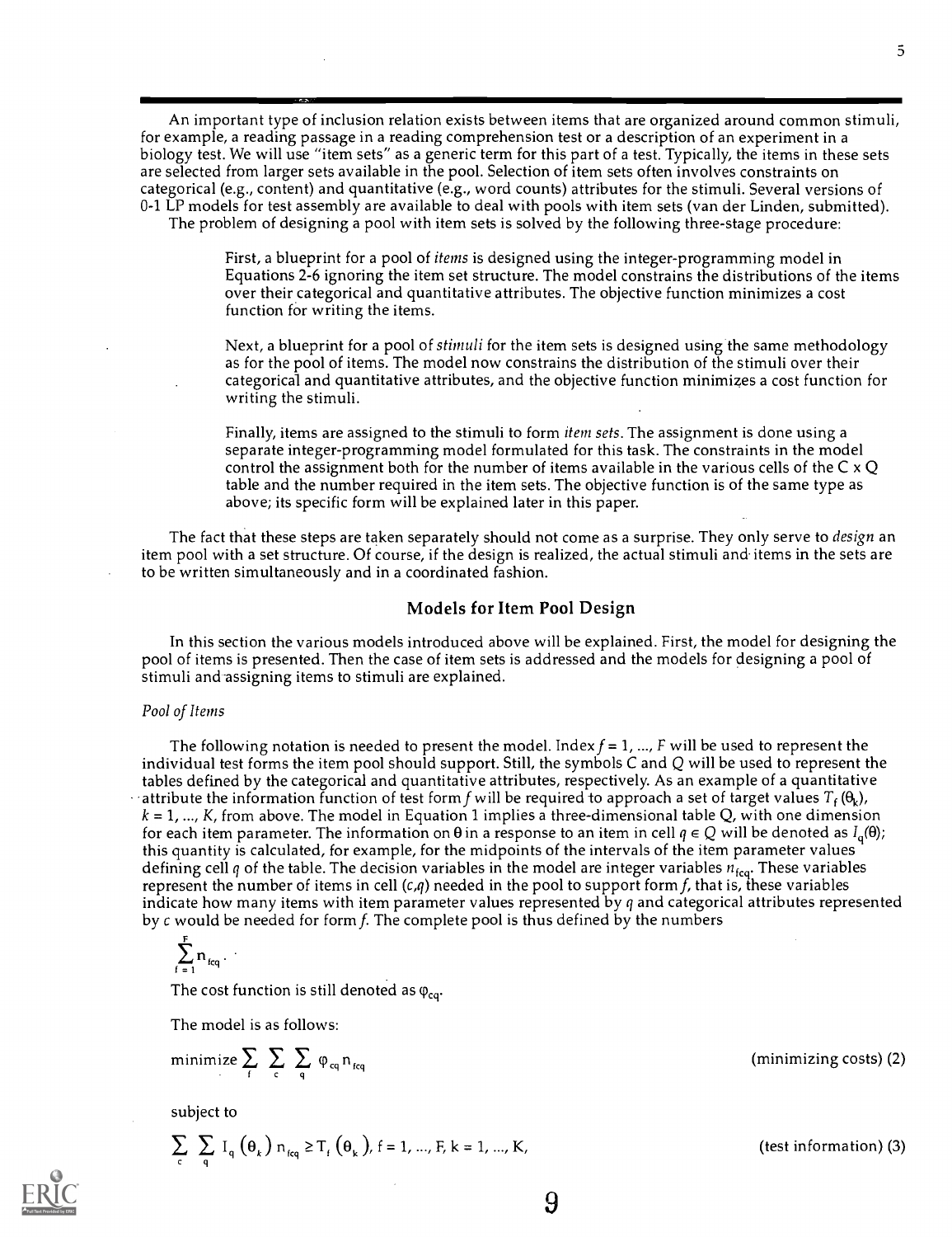An important type of inclusion relation exists between items that are organized around common stimuli, for example, a reading passage in a reading comprehension test or a description of an experiment in a biology test. We will use "item sets" as a generic term for this part of a test. Typically, the items in these sets are selected from larger sets available in the pool. Selection of item sets often involves constraints on categorical (e.g., content) and quantitative (e.g., word counts) attributes for the stimuli. Several versions of 0-1 LP models for test assembly are available to deal with pools with item sets (van der Linden, submitted).

The problem of designing a pool with item sets is solved by the following three-stage procedure:

> First, a blueprint for a pool of *items* is designed using the integer-programming model in Equations 2-6 ignoring the item set structure. The model constrains the distributions of the items over their categorical and quantitative attributes. The objective function minimizes a cost function for writing the items.
>
> Next, a blueprint for a pool of *stimuli* for the item sets is designed using the same methodology as for the pool of items. The model now constrains the distribution of the stimuli over their categorical and quantitative attributes, and the objective function minimizes a cost function for writing the stimuli.
>
> Finally, items are assigned to the stimuli to form *item sets*. The assignment is done using a separate integer-programming model formulated for this task. The constraints in the model control the assignment both for the number of items available in the various cells of the C x Q table and the number required in the item sets. The objective function is of the same type as above; its specific form will be explained later in this paper.

The fact that these steps are taken separately should not come as a surprise. They only serve to *design* an item pool with a set structure. Of course, if the design is realized, the actual stimuli and items in the sets are to be written simultaneously and in a coordinated fashion.

## Models for Item Pool Design

In this section the various models introduced above will be explained. First, the model for designing the pool of items is presented. Then the case of item sets is addressed and the models for designing a pool of stimuli and assigning items to stimuli are explained.

### *Pool of Items*

The following notation is needed to present the model. Index $f = 1, \ldots, F$ will be used to represent the individual test forms the item pool should support. Still, the symbols C and Q will be used to represent the tables defined by the categorical and quantitative attributes, respectively. As an example of a quantitative attribute the information function of test form $f$ will be required to approach a set of target values $T_f(\theta_k)$, $k = 1, \ldots, K$, from above. The model in Equation 1 implies a three-dimensional table Q, with one dimension for each item parameter. The information on $\theta$ in a response to an item in cell $q \in Q$ will be denoted as $I_q(\theta)$; this quantity is calculated, for example, for the midpoints of the intervals of the item parameter values defining cell $q$ of the table. The decision variables in the model are integer variables $n_{fcq}$. These variables represent the number of items in cell $(c,q)$ needed in the pool to support form $f$, that is, these variables indicate how many items with item parameter values represented by $q$ and categorical attributes represented by $c$ would be needed for form $f$. The complete pool is thus defined by the numbers

$$\sum_{f=1}^{F} n_{fcq}.$$

The cost function is still denoted as $\varphi_{cq}$.

The model is as follows:

$$\text{minimize} \sum_{f} \sum_{c} \sum_{q} \varphi_{cq} n_{fcq} \qquad \text{(minimizing costs) (2)}$$

subject to

$$\sum_{c} \sum_{q} I_q(\theta_k)\, n_{fcq} \geq T_f(\theta_k),\ f = 1, \ldots, F,\ k = 1, \ldots, K, \qquad \text{(test information) (3)}$$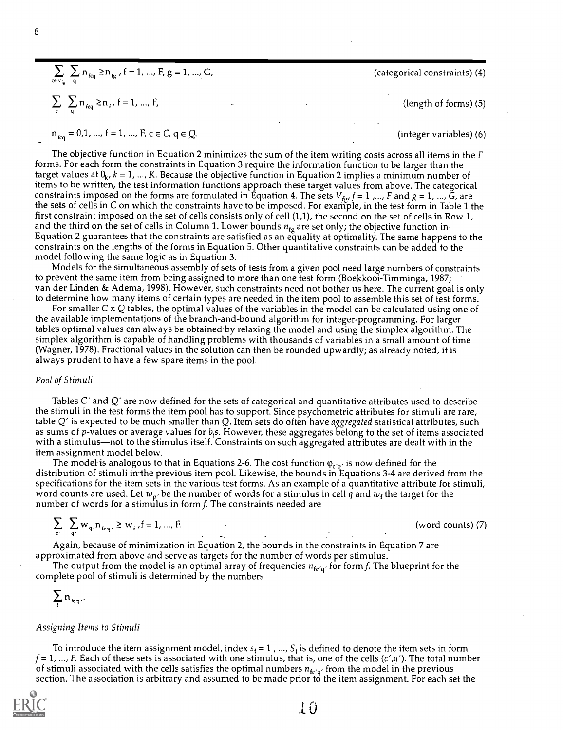$$\sum_{c \in V_{fg}} \sum_{q} n_{fcq} \geq n_{fg}, \; f = 1, ..., F, \; g = 1, ..., G, \qquad \text{(categorical constraints) (4)}$$

$$\sum_{c} \sum_{q} n_{fcq} \geq n_{f}, \; f = 1, ..., F, \qquad \text{(length of forms) (5)}$$

$$n_{fcq} = 0,1, ..., \; f = 1, ..., F, \; c \in C, \; q \in Q. \qquad \text{(integer variables) (6)}$$

The objective function in Equation 2 minimizes the sum of the item writing costs across all items in the $F$ forms. For each form the constraints in Equation 3 require the information function to be larger than the target values at $\theta_k$, $k = 1, ..., K$. Because the objective function in Equation 2 implies a minimum number of items to be written, the test information functions approach these target values from above. The categorical constraints imposed on the forms are formulated in Equation 4. The sets $V_{fg}$, $f = 1, ..., F$ and $g = 1, ..., G$, are the sets of cells in C on which the constraints have to be imposed. For example, in the test form in Table 1 the first constraint imposed on the set of cells consists only of cell (1,1), the second on the set of cells in Row 1, and the third on the set of cells in Column 1. Lower bounds $n_{fg}$ are set only; the objective function in Equation 2 guarantees that the constraints are satisfied as an equality at optimality. The same happens to the constraints on the lengths of the forms in Equation 5. Other quantitative constraints can be added to the model following the same logic as in Equation 3.

Models for the simultaneous assembly of sets of tests from a given pool need large numbers of constraints to prevent the same item from being assigned to more than one test form (Boekkooi-Timminga, 1987; van der Linden & Adema, 1998). However, such constraints need not bother us here. The current goal is only to determine how many items of certain types are needed in the item pool to assemble this set of test forms.

For smaller C x Q tables, the optimal values of the variables in the model can be calculated using one of the available implementations of the branch-and-bound algorithm for integer-programming. For larger tables optimal values can always be obtained by relaxing the model and using the simplex algorithm. The simplex algorithm is capable of handling problems with thousands of variables in a small amount of time (Wagner, 1978). Fractional values in the solution can then be rounded upwardly; as already noted, it is always prudent to have a few spare items in the pool.

*Pool of Stimuli*

Tables $C'$ and $Q'$ are now defined for the sets of categorical and quantitative attributes used to describe the stimuli in the test forms the item pool has to support. Since psychometric attributes for stimuli are rare, table $Q'$ is expected to be much smaller than $Q$. Item sets do often have *aggregated* statistical attributes, such as sums of $p$-values or average values for $b_i$s. However, these aggregates belong to the set of items associated with a stimulus—not to the stimulus itself. Constraints on such aggregated attributes are dealt with in the item assignment model below.

The model is analogous to that in Equations 2-6. The cost function $\varphi_{c'q'}$ is now defined for the distribution of stimuli in the previous item pool. Likewise, the bounds in Equations 3-4 are derived from the specifications for the item sets in the various test forms. As an example of a quantitative attribute for stimuli, word counts are used. Let $w_{p'}$ be the number of words for a stimulus in cell $q$ and $w_f$ the target for the number of words for a stimulus in form $f$. The constraints needed are

$$\sum_{c'} \sum_{q'} w_{q'} n_{fc'q'} \geq w_f, \; f = 1, ..., F. \qquad \text{(word counts) (7)}$$

Again, because of minimization in Equation 2, the bounds in the constraints in Equation 7 are approximated from above and serve as targets for the number of words per stimulus.

The output from the model is an optimal array of frequencies $n_{fc'q'}$ for form $f$. The blueprint for the complete pool of stimuli is determined by the numbers

$$\sum_{f} n_{fc'q'}.$$

*Assigning Items to Stimuli*

To introduce the item assignment model, index $s_f = 1, ..., S_f$ is defined to denote the item sets in form $f = 1, ..., F$. Each of these sets is associated with one stimulus, that is, one of the cells $(c', q')$. The total number of stimuli associated with the cells satisfies the optimal numbers $n_{fc'q'}$ from the model in the previous section. The association is arbitrary and assumed to be made prior to the item assignment. For each set the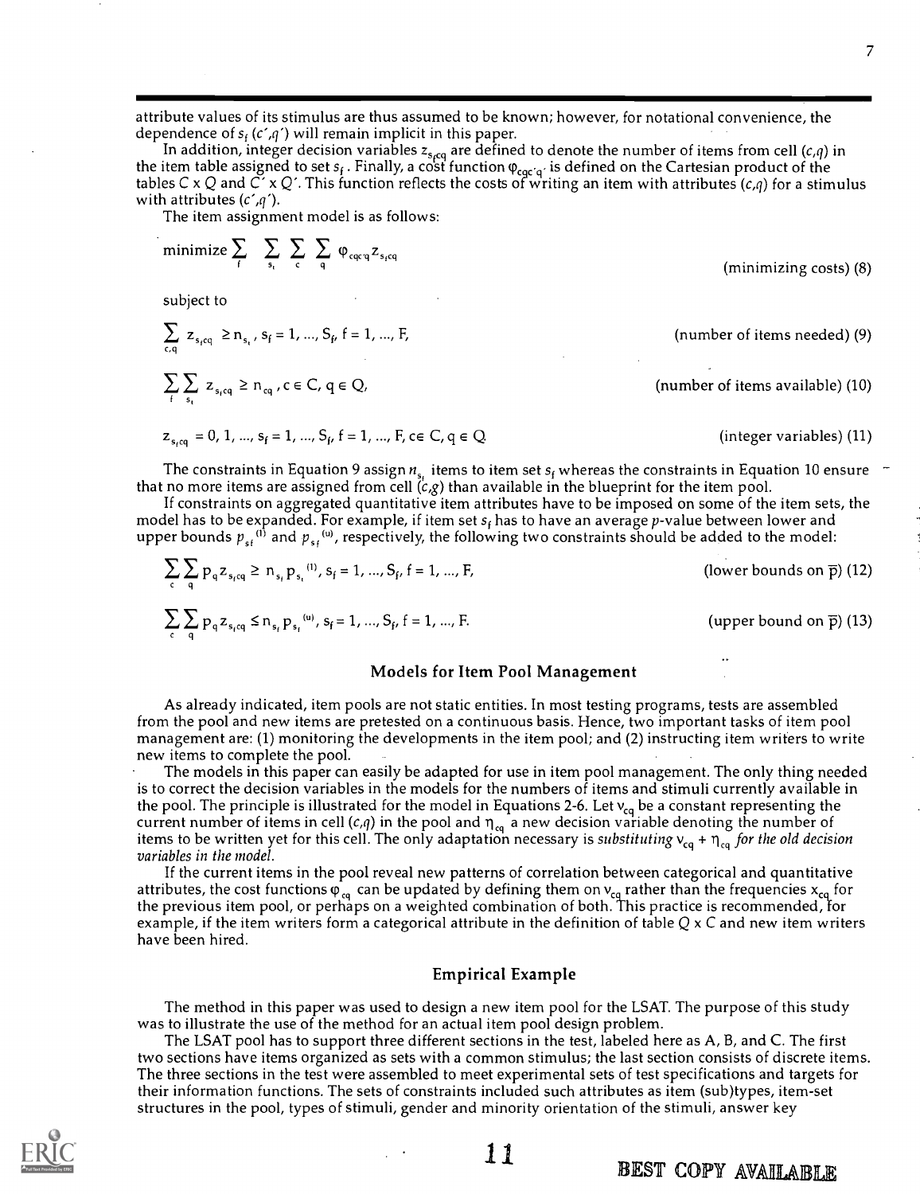attribute values of its stimulus are thus assumed to be known; however, for notational convenience, the dependence of $s_f$ $(c',q')$ will remain implicit in this paper.

In addition, integer decision variables $z_{s_f cq}$ are defined to denote the number of items from cell $(c,q)$ in the item table assigned to set $s_f$. Finally, a cost function $\varphi_{cqc'q'}$ is defined on the Cartesian product of the tables $C \times Q$ and $C' \times Q'$. This function reflects the costs of writing an item with attributes $(c,q)$ for a stimulus with attributes $(c',q')$.

The item assignment model is as follows:

$$\text{minimize} \sum_{f} \sum_{s_f} \sum_{c} \sum_{q} \varphi_{cqc'q'} z_{s_f cq} \qquad \text{(minimizing costs) (8)}$$

subject to

$$\sum_{c,q} z_{s_f cq} \geq n_{s_f}, \; s_f = 1, ..., S_f, \; f = 1, ..., F, \qquad \text{(number of items needed) (9)}$$

$$\sum_{f} \sum_{s_f} z_{s_f cq} \geq n_{cq}, \; c \in C, \; q \in Q, \qquad \text{(number of items available) (10)}$$

$$z_{s_f cq} = 0, 1, ..., \; s_f = 1, ..., S_f, \; f = 1, ..., F, \; c \in C, \; q \in Q \qquad \text{(integer variables) (11)}$$

The constraints in Equation 9 assign $n_{s_f}$ items to item set $s_f$ whereas the constraints in Equation 10 ensure that no more items are assigned from cell $(c,g)$ than available in the blueprint for the item pool.

If constraints on aggregated quantitative item attributes have to be imposed on some of the item sets, the model has to be expanded. For example, if item set $s_f$ has to have an average $p$-value between lower and upper bounds $p_{s_f}^{(l)}$ and $p_{s_f}^{(u)}$, respectively, the following two constraints should be added to the model:

$$\sum_{c} \sum_{q} p_q z_{s_f cq} \geq n_{s_f} p_{s_f}^{(l)}, \; s_f = 1, ..., S_f, \; f = 1, ..., F, \qquad \text{(lower bounds on } \bar{p}\text{) (12)}$$

$$\sum_{c} \sum_{q} p_q z_{s_f cq} \leq n_{s_f} p_{s_f}^{(u)}, \; s_f = 1, ..., S_f, \; f = 1, ..., F. \qquad \text{(upper bound on } \bar{p}\text{) (13)}$$

## Models for Item Pool Management

As already indicated, item pools are not static entities. In most testing programs, tests are assembled from the pool and new items are pretested on a continuous basis. Hence, two important tasks of item pool management are: (1) monitoring the developments in the item pool; and (2) instructing item writers to write new items to complete the pool.

The models in this paper can easily be adapted for use in item pool management. The only thing needed is to correct the decision variables in the models for the numbers of items and stimuli currently available in the pool. The principle is illustrated for the model in Equations 2-6. Let $\nu_{cq}$ be a constant representing the current number of items in cell $(c,q)$ in the pool and $\eta_{cq}$ a new decision variable denoting the number of items to be written yet for this cell. The only adaptation necessary is *substituting* $\nu_{cq} + \eta_{cq}$ *for the old decision variables in the model.*

If the current items in the pool reveal new patterns of correlation between categorical and quantitative attributes, the cost functions $\varphi_{cq}$ can be updated by defining them on $\nu_{cq}$ rather than the frequencies $x_{cq}$ for the previous item pool, or perhaps on a weighted combination of both. This practice is recommended, for example, if the item writers form a categorical attribute in the definition of table $Q \times C$ and new item writers have been hired.

## Empirical Example

The method in this paper was used to design a new item pool for the LSAT. The purpose of this study was to illustrate the use of the method for an actual item pool design problem.

The LSAT pool has to support three different sections in the test, labeled here as A, B, and C. The first two sections have items organized as sets with a common stimulus; the last section consists of discrete items. The three sections in the test were assembled to meet experimental sets of test specifications and targets for their information functions. The sets of constraints included such attributes as item (sub)types, item-set structures in the pool, types of stimuli, gender and minority orientation of the stimuli, answer key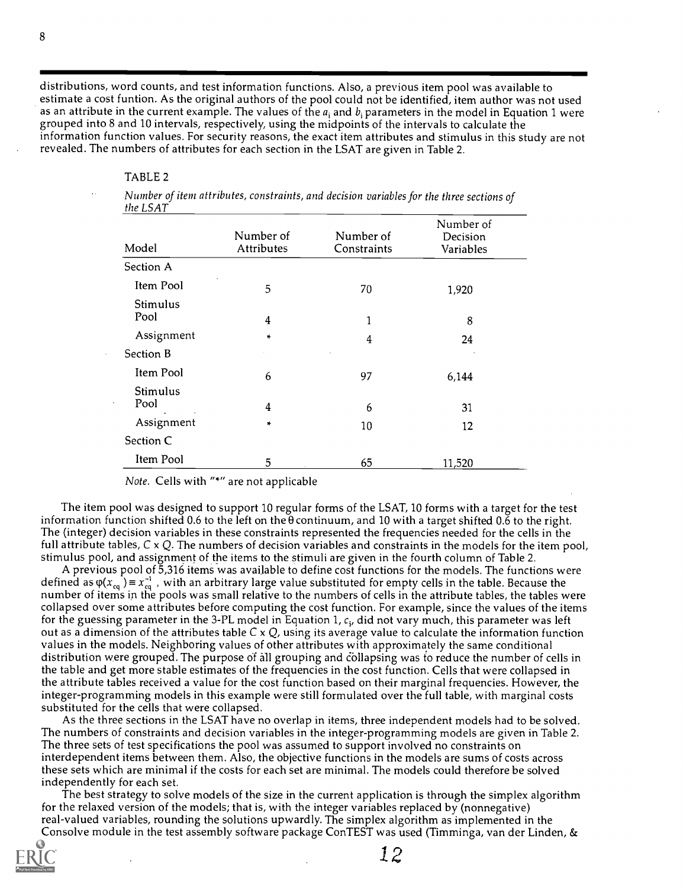distributions, word counts, and test information functions. Also, a previous item pool was available to estimate a cost funtion. As the original authors of the pool could not be identified, item author was not used as an attribute in the current example. The values of the $a_i$ and $b_i$ parameters in the model in Equation 1 were grouped into 8 and 10 intervals, respectively, using the midpoints of the intervals to calculate the information function values. For security reasons, the exact item attributes and stimulus in this study are not revealed. The numbers of attributes for each section in the LSAT are given in Table 2.

TABLE 2

*Number of item attributes, constraints, and decision variables for the three sections of the LSAT*

| Model | Number of Attributes | Number of Constraints | Number of Decision Variables |
|---|---|---|---|
| Section A | | | |
| Item Pool | 5 | 70 | 1,920 |
| Stimulus Pool | 4 | 1 | 8 |
| Assignment | * | 4 | 24 |
| Section B | | | |
| Item Pool | 6 | 97 | 6,144 |
| Stimulus Pool | 4 | 6 | 31 |
| Assignment | * | 10 | 12 |
| Section C | | | |
| Item Pool | 5 | 65 | 11,520 |

*Note.* Cells with "*" are not applicable

The item pool was designed to support 10 regular forms of the LSAT, 10 forms with a target for the test information function shifted 0.6 to the left on the $\theta$ continuum, and 10 with a target shifted 0.6 to the right. The (integer) decision variables in these constraints represented the frequencies needed for the cells in the full attribute tables, C x Q. The numbers of decision variables and constraints in the models for the item pool, stimulus pool, and assignment of the items to the stimuli are given in the fourth column of Table 2.

A previous pool of 5,316 items was available to define cost functions for the models. The functions were defined as $\varphi(x_{cq}) \equiv x_{cq}^{-1}$, with an arbitrary large value substituted for empty cells in the table. Because the number of items in the pools was small relative to the numbers of cells in the attribute tables, the tables were collapsed over some attributes before computing the cost function. For example, since the values of the items for the guessing parameter in the 3-PL model in Equation 1, $c_i$, did not vary much, this parameter was left out as a dimension of the attributes table C x Q, using its average value to calculate the information function values in the models. Neighboring values of other attributes with approximately the same conditional distribution were grouped. The purpose of all grouping and collapsing was to reduce the number of cells in the table and get more stable estimates of the frequencies in the cost function. Cells that were collapsed in the attribute tables received a value for the cost function based on their marginal frequencies. However, the integer-programming models in this example were still formulated over the full table, with marginal costs substituted for the cells that were collapsed.

As the three sections in the LSAT have no overlap in items, three independent models had to be solved. The numbers of constraints and decision variables in the integer-programming models are given in Table 2. The three sets of test specifications the pool was assumed to support involved no constraints on interdependent items between them. Also, the objective functions in the models are sums of costs across these sets which are minimal if the costs for each set are minimal. The models could therefore be solved independently for each set.

The best strategy to solve models of the size in the current application is through the simplex algorithm for the relaxed version of the models; that is, with the integer variables replaced by (nonnegative) real-valued variables, rounding the solutions upwardly. The simplex algorithm as implemented in the Consolve module in the test assembly software package ConTEST was used (Timminga, van der Linden, &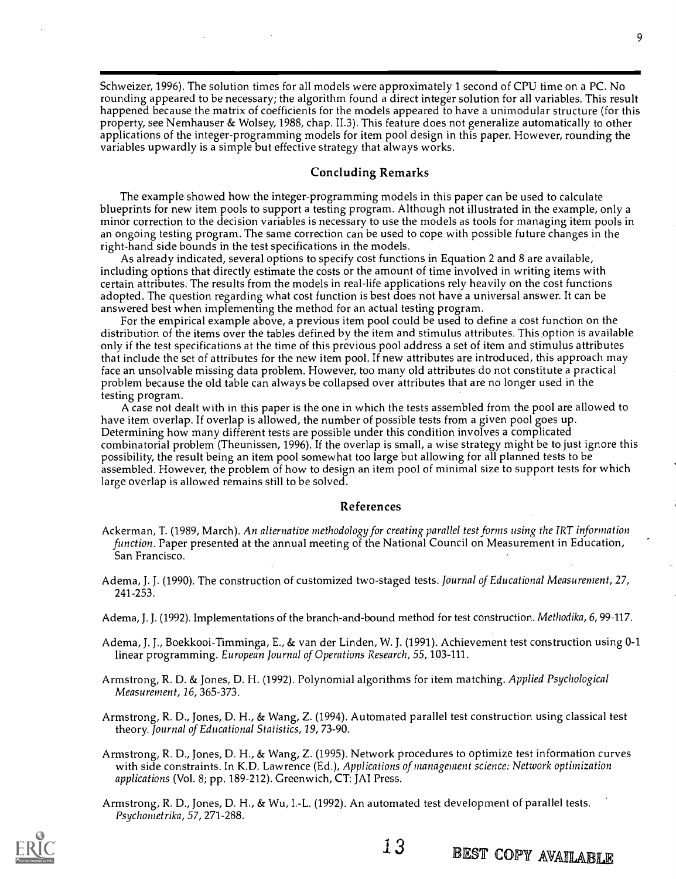Schweizer, 1996). The solution times for all models were approximately 1 second of CPU time on a PC. No rounding appeared to be necessary; the algorithm found a direct integer solution for all variables. This result happened because the matrix of coefficients for the models appeared to have a unimodular structure (for this property, see Nemhauser & Wolsey, 1988, chap. II.3). This feature does not generalize automatically to other applications of the integer-programming models for item pool design in this paper. However, rounding the variables upwardly is a simple but effective strategy that always works.

## Concluding Remarks

The example showed how the integer-programming models in this paper can be used to calculate blueprints for new item pools to support a testing program. Although not illustrated in the example, only a minor correction to the decision variables is necessary to use the models as tools for managing item pools in an ongoing testing program. The same correction can be used to cope with possible future changes in the right-hand side bounds in the test specifications in the models.

As already indicated, several options to specify cost functions in Equation 2 and 8 are available, including options that directly estimate the costs or the amount of time involved in writing items with certain attributes. The results from the models in real-life applications rely heavily on the cost functions adopted. The question regarding what cost function is best does not have a universal answer. It can be answered best when implementing the method for an actual testing program.

For the empirical example above, a previous item pool could be used to define a cost function on the distribution of the items over the tables defined by the item and stimulus attributes. This option is available only if the test specifications at the time of this previous pool address a set of item and stimulus attributes that include the set of attributes for the new item pool. If new attributes are introduced, this approach may face an unsolvable missing data problem. However, too many old attributes do not constitute a practical problem because the old table can always be collapsed over attributes that are no longer used in the testing program.

A case not dealt with in this paper is the one in which the tests assembled from the pool are allowed to have item overlap. If overlap is allowed, the number of possible tests from a given pool goes up. Determining how many different tests are possible under this condition involves a complicated combinatorial problem (Theunissen, 1996). If the overlap is small, a wise strategy might be to just ignore this possibility, the result being an item pool somewhat too large but allowing for all planned tests to be assembled. However, the problem of how to design an item pool of minimal size to support tests for which large overlap is allowed remains still to be solved.

## References

Ackerman, T. (1989, March). *An alternative methodology for creating parallel test forms using the IRT information function.* Paper presented at the annual meeting of the National Council on Measurement in Education, San Francisco.

Adema, J. J. (1990). The construction of customized two-staged tests. *Journal of Educational Measurement, 27,* 241-253.

Adema, J. J. (1992). Implementations of the branch-and-bound method for test construction. *Methodika, 6,* 99-117.

Adema, J. J., Boekkooi-Timminga, E., & van der Linden, W. J. (1991). Achievement test construction using 0-1 linear programming. *European Journal of Operations Research, 55,* 103-111.

Armstrong, R. D. & Jones, D. H. (1992). Polynomial algorithms for item matching. *Applied Psychological Measurement, 16,* 365-373.

Armstrong, R. D., Jones, D. H., & Wang, Z. (1994). Automated parallel test construction using classical test theory. *Journal of Educational Statistics, 19,* 73-90.

Armstrong, R. D., Jones, D. H., & Wang, Z. (1995). Network procedures to optimize test information curves with side constraints. In K.D. Lawrence (Ed.), *Applications of management science: Network optimization applications* (Vol. 8; pp. 189-212). Greenwich, CT: JAI Press.

Armstrong, R. D., Jones, D. H., & Wu, I.-L. (1992). An automated test development of parallel tests. *Psychometrika, 57,* 271-288.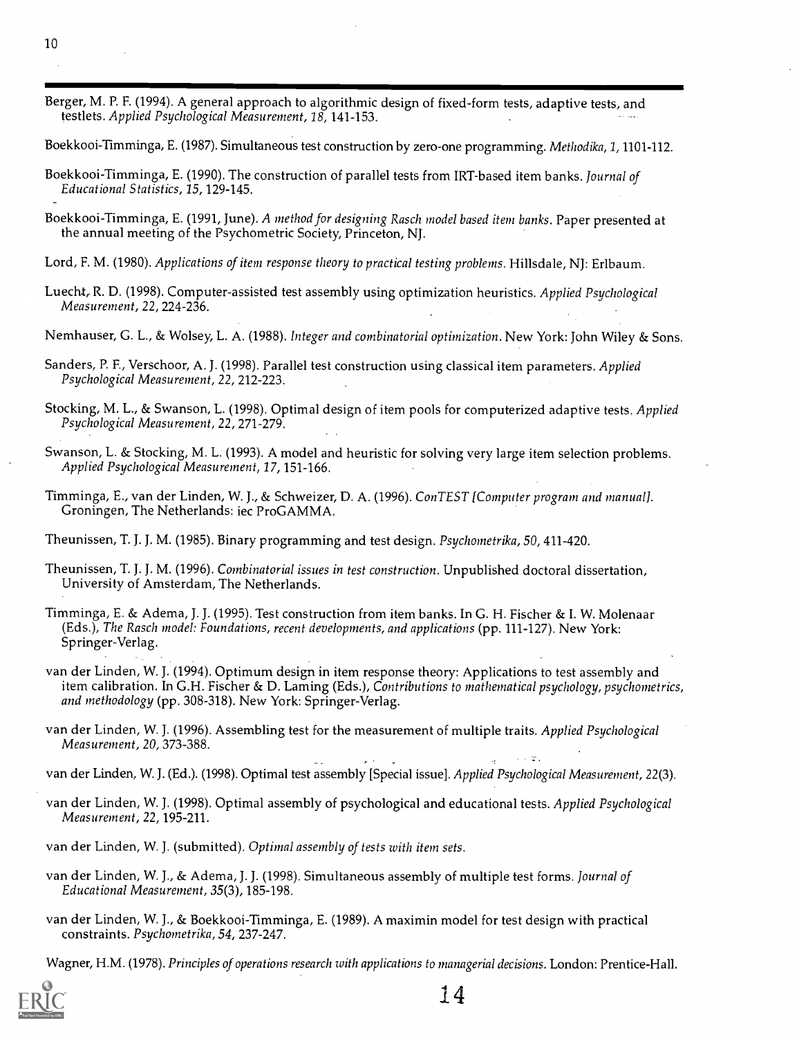Berger, M. P. F. (1994). A general approach to algorithmic design of fixed-form tests, adaptive tests, and testlets. *Applied Psychological Measurement, 18*, 141-153.

Boekkooi-Timminga, E. (1987). Simultaneous test construction by zero-one programming. *Methodika, 1*, 1101-112.

Boekkooi-Timminga, E. (1990). The construction of parallel tests from IRT-based item banks. *Journal of Educational Statistics, 15*, 129-145.

Boekkooi-Timminga, E. (1991, June). *A method for designing Rasch model based item banks*. Paper presented at the annual meeting of the Psychometric Society, Princeton, NJ.

Lord, F. M. (1980). *Applications of item response theory to practical testing problems*. Hillsdale, NJ: Erlbaum.

Luecht, R. D. (1998). Computer-assisted test assembly using optimization heuristics. *Applied Psychological Measurement, 22*, 224-236.

Nemhauser, G. L., & Wolsey, L. A. (1988). *Integer and combinatorial optimization*. New York: John Wiley & Sons.

Sanders, P. F., Verschoor, A. J. (1998). Parallel test construction using classical item parameters. *Applied Psychological Measurement, 22*, 212-223.

Stocking, M. L., & Swanson, L. (1998). Optimal design of item pools for computerized adaptive tests. *Applied Psychological Measurement, 22*, 271-279.

Swanson, L. & Stocking, M. L. (1993). A model and heuristic for solving very large item selection problems. *Applied Psychological Measurement, 17*, 151-166.

Timminga, E., van der Linden, W. J., & Schweizer, D. A. (1996). *ConTEST [Computer program and manual]*. Groningen, The Netherlands: iec ProGAMMA.

Theunissen, T. J. J. M. (1985). Binary programming and test design. *Psychometrika, 50*, 411-420.

Theunissen, T. J. J. M. (1996). *Combinatorial issues in test construction*. Unpublished doctoral dissertation, University of Amsterdam, The Netherlands.

Timminga, E. & Adema, J. J. (1995). Test construction from item banks. In G. H. Fischer & I. W. Molenaar (Eds.), *The Rasch model: Foundations, recent developments, and applications* (pp. 111-127). New York: Springer-Verlag.

van der Linden, W. J. (1994). Optimum design in item response theory: Applications to test assembly and item calibration. In G.H. Fischer & D. Laming (Eds.), *Contributions to mathematical psychology, psychometrics, and methodology* (pp. 308-318). New York: Springer-Verlag.

van der Linden, W. J. (1996). Assembling test for the measurement of multiple traits. *Applied Psychological Measurement, 20*, 373-388.

van der Linden, W. J. (Ed.). (1998). Optimal test assembly [Special issue]. *Applied Psychological Measurement, 22*(3).

van der Linden, W. J. (1998). Optimal assembly of psychological and educational tests. *Applied Psychological Measurement, 22*, 195-211.

van der Linden, W. J. (submitted). *Optimal assembly of tests with item sets*.

van der Linden, W. J., & Adema, J. J. (1998). Simultaneous assembly of multiple test forms. *Journal of Educational Measurement, 35*(3), 185-198.

van der Linden, W. J., & Boekkooi-Timminga, E. (1989). A maximin model for test design with practical constraints. *Psychometrika, 54*, 237-247.

Wagner, H.M. (1978). *Principles of operations research with applications to managerial decisions*. London: Prentice-Hall.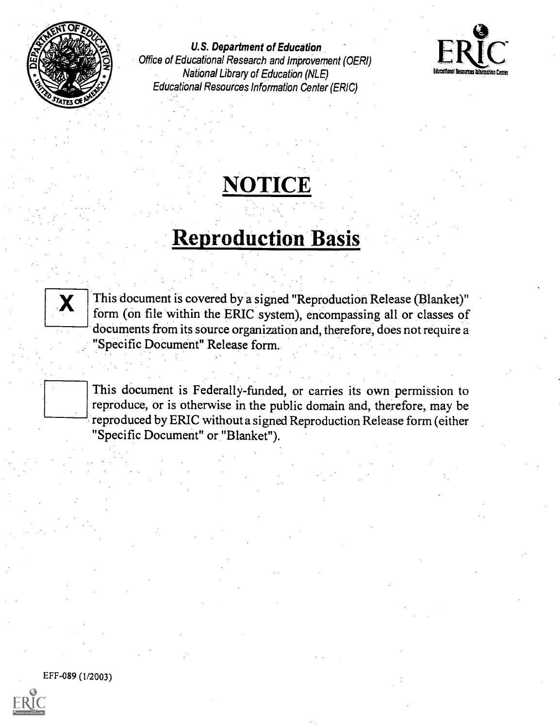**U.S. Department of Education**
*Office of Educational Research and Improvement (OERI)*
*National Library of Education (NLE)*
*Educational Resources Information Center (ERIC)*

# NOTICE

# Reproduction Basis

- [X] This document is covered by a signed "Reproduction Release (Blanket)" form (on file within the ERIC system), encompassing all or classes of documents from its source organization and, therefore, does not require a "Specific Document" Release form.

- [ ] This document is Federally-funded, or carries its own permission to reproduce, or is otherwise in the public domain and, therefore, may be reproduced by ERIC without a signed Reproduction Release form (either "Specific Document" or "Blanket").

EFF-089 (1/2003)